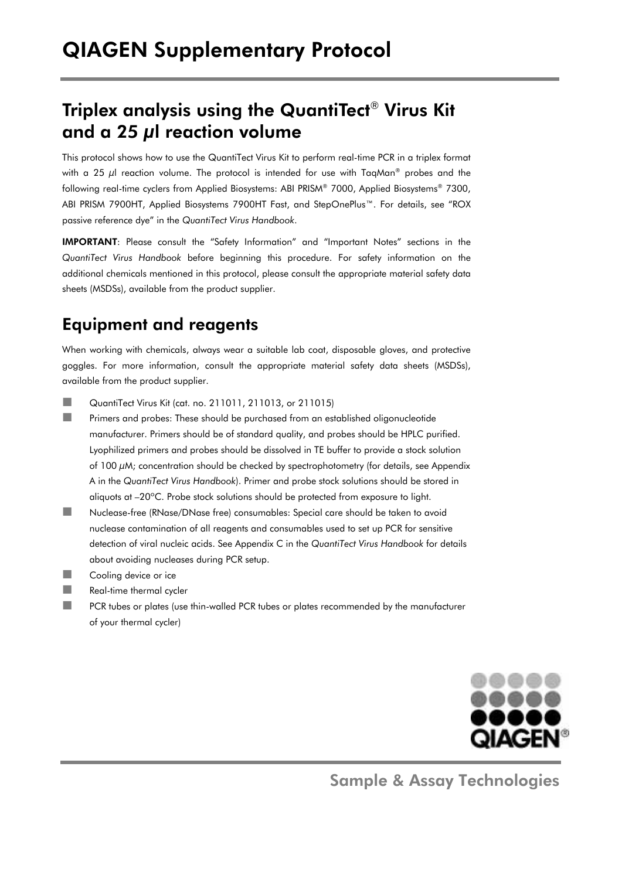# QIAGEN Supplementary Protocol

## Triplex analysis using the QuantiTect® Virus Kit and a 25 $\mu$l reaction volume

This protocol shows how to use the QuantiTect Virus Kit to perform real-time PCR in a triplex format with a 25 $\mu$l reaction volume. The protocol is intended for use with TaqMan® probes and the following real-time cyclers from Applied Biosystems: ABI PRISM® 7000, Applied Biosystems® 7300, ABI PRISM 7900HT, Applied Biosystems 7900HT Fast, and StepOnePlus™. For details, see "ROX passive reference dye" in the *QuantiTect Virus Handbook*.

**IMPORTANT**: Please consult the "Safety Information" and "Important Notes" sections in the *QuantiTect Virus Handbook* before beginning this procedure. For safety information on the additional chemicals mentioned in this protocol, please consult the appropriate material safety data sheets (MSDSs), available from the product supplier.

## Equipment and reagents

When working with chemicals, always wear a suitable lab coat, disposable gloves, and protective goggles. For more information, consult the appropriate material safety data sheets (MSDSs), available from the product supplier.

- QuantiTect Virus Kit (cat. no. 211011, 211013, or 211015)
- Primers and probes: These should be purchased from an established oligonucleotide manufacturer. Primers should be of standard quality, and probes should be HPLC purified. Lyophilized primers and probes should be dissolved in TE buffer to provide a stock solution of 100 $\mu$M; concentration should be checked by spectrophotometry (for details, see Appendix A in the *QuantiTect Virus Handbook*). Primer and probe stock solutions should be stored in aliquots at –20°C. Probe stock solutions should be protected from exposure to light.
- Nuclease-free (RNase/DNase free) consumables: Special care should be taken to avoid nuclease contamination of all reagents and consumables used to set up PCR for sensitive detection of viral nucleic acids. See Appendix C in the *QuantiTect Virus Handbook* for details about avoiding nucleases during PCR setup.
- Cooling device or ice
- Real-time thermal cycler
- PCR tubes or plates (use thin-walled PCR tubes or plates recommended by the manufacturer of your thermal cycler)

Sample & Assay Technologies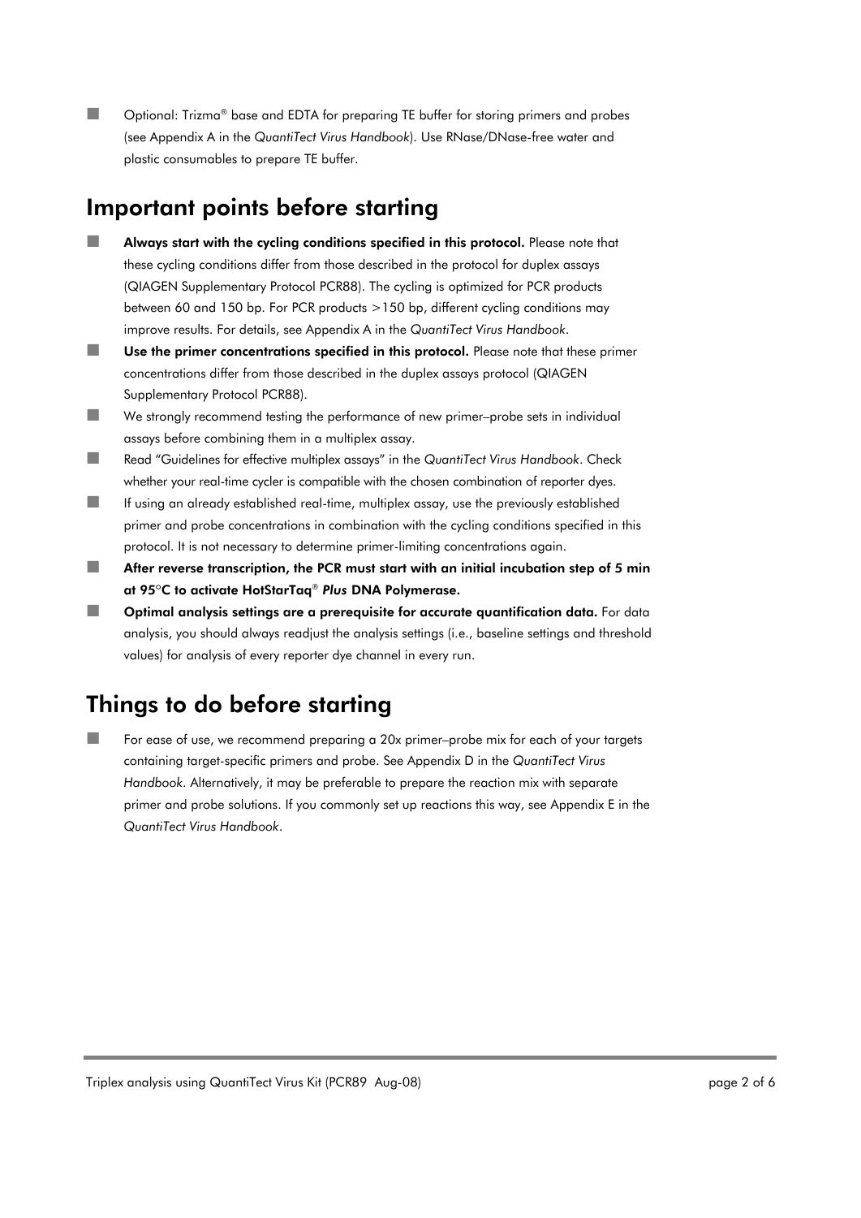- Optional: Trizma® base and EDTA for preparing TE buffer for storing primers and probes (see Appendix A in the *QuantiTect Virus Handbook*). Use RNase/DNase-free water and plastic consumables to prepare TE buffer.

## Important points before starting

- **Always start with the cycling conditions specified in this protocol.** Please note that these cycling conditions differ from those described in the protocol for duplex assays (QIAGEN Supplementary Protocol PCR88). The cycling is optimized for PCR products between 60 and 150 bp. For PCR products >150 bp, different cycling conditions may improve results. For details, see Appendix A in the *QuantiTect Virus Handbook*.
- **Use the primer concentrations specified in this protocol.** Please note that these primer concentrations differ from those described in the duplex assays protocol (QIAGEN Supplementary Protocol PCR88).
- We strongly recommend testing the performance of new primer–probe sets in individual assays before combining them in a multiplex assay.
- Read "Guidelines for effective multiplex assays" in the *QuantiTect Virus Handbook*. Check whether your real-time cycler is compatible with the chosen combination of reporter dyes.
- If using an already established real-time, multiplex assay, use the previously established primer and probe concentrations in combination with the cycling conditions specified in this protocol. It is not necessary to determine primer-limiting concentrations again.
- **After reverse transcription, the PCR must start with an initial incubation step of 5 min at 95°C to activate HotStarTaq® *Plus* DNA Polymerase.**
- **Optimal analysis settings are a prerequisite for accurate quantification data.** For data analysis, you should always readjust the analysis settings (i.e., baseline settings and threshold values) for analysis of every reporter dye channel in every run.

## Things to do before starting

- For ease of use, we recommend preparing a 20x primer–probe mix for each of your targets containing target-specific primers and probe. See Appendix D in the *QuantiTect Virus Handbook*. Alternatively, it may be preferable to prepare the reaction mix with separate primer and probe solutions. If you commonly set up reactions this way, see Appendix E in the *QuantiTect Virus Handbook*.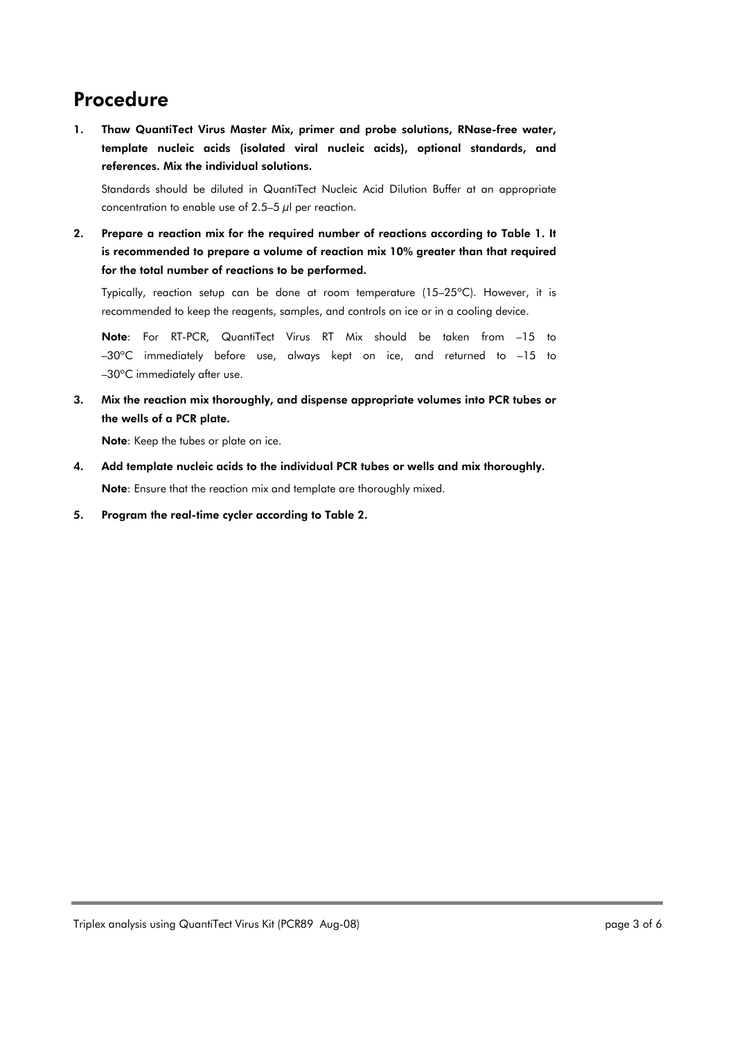# Procedure

1. **Thaw QuantiTect Virus Master Mix, primer and probe solutions, RNase-free water, template nucleic acids (isolated viral nucleic acids), optional standards, and references. Mix the individual solutions.**

   Standards should be diluted in QuantiTect Nucleic Acid Dilution Buffer at an appropriate concentration to enable use of 2.5–5 µl per reaction.

2. **Prepare a reaction mix for the required number of reactions according to Table 1. It is recommended to prepare a volume of reaction mix 10% greater than that required for the total number of reactions to be performed.**

   Typically, reaction setup can be done at room temperature (15–25°C). However, it is recommended to keep the reagents, samples, and controls on ice or in a cooling device.

   **Note**: For RT-PCR, QuantiTect Virus RT Mix should be taken from –15 to –30°C immediately before use, always kept on ice, and returned to –15 to –30°C immediately after use.

3. **Mix the reaction mix thoroughly, and dispense appropriate volumes into PCR tubes or the wells of a PCR plate.**

   **Note**: Keep the tubes or plate on ice.

4. **Add template nucleic acids to the individual PCR tubes or wells and mix thoroughly.**

   **Note**: Ensure that the reaction mix and template are thoroughly mixed.

5. **Program the real-time cycler according to Table 2.**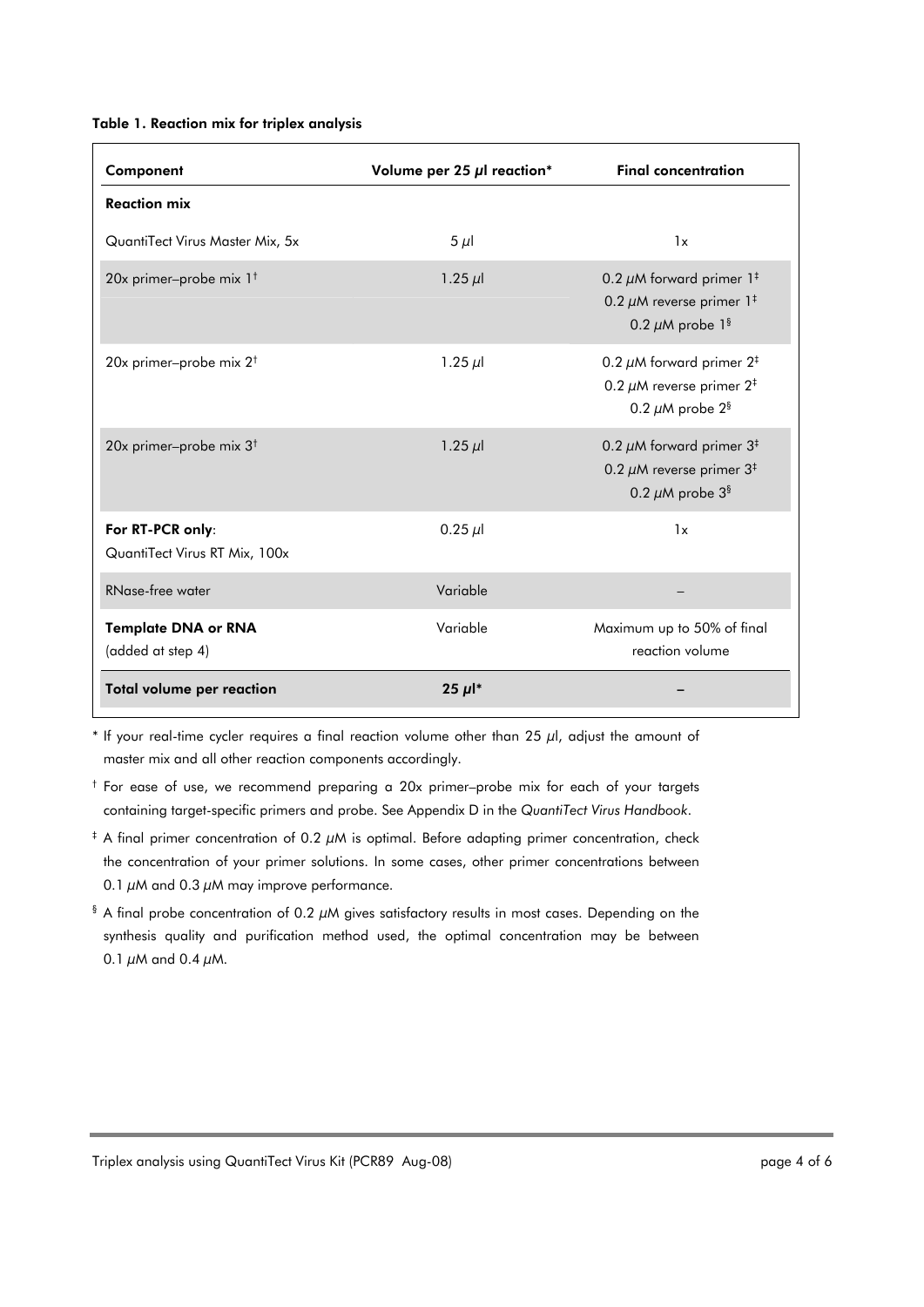**Table 1. Reaction mix for triplex analysis**

| Component | Volume per 25 µl reaction* | Final concentration |
|---|---|---|
| **Reaction mix** | | |
| QuantiTect Virus Master Mix, 5x | 5 µl | 1x |
| 20x primer–probe mix 1[†] | 1.25 µl | 0.2 µM forward primer 1[‡]<br>0.2 µM reverse primer 1[‡]<br>0.2 µM probe 1[§] |
| 20x primer–probe mix 2[†] | 1.25 µl | 0.2 µM forward primer 2[‡]<br>0.2 µM reverse primer 2[‡]<br>0.2 µM probe 2[§] |
| 20x primer–probe mix 3[†] | 1.25 µl | 0.2 µM forward primer 3[‡]<br>0.2 µM reverse primer 3[‡]<br>0.2 µM probe 3[§] |
| **For RT-PCR only**:<br>QuantiTect Virus RT Mix, 100x | 0.25 µl | 1x |
| RNase-free water | Variable | – |
| **Template DNA or RNA**<br>(added at step 4) | Variable | Maximum up to 50% of final reaction volume |
| **Total volume per reaction** | **25 µl*** | **–** |

* If your real-time cycler requires a final reaction volume other than 25 µl, adjust the amount of master mix and all other reaction components accordingly.

† For ease of use, we recommend preparing a 20x primer–probe mix for each of your targets containing target-specific primers and probe. See Appendix D in the *QuantiTect Virus Handbook*.

‡ A final primer concentration of 0.2 µM is optimal. Before adapting primer concentration, check the concentration of your primer solutions. In some cases, other primer concentrations between 0.1 µM and 0.3 µM may improve performance.

§ A final probe concentration of 0.2 µM gives satisfactory results in most cases. Depending on the synthesis quality and purification method used, the optimal concentration may be between 0.1 µM and 0.4 µM.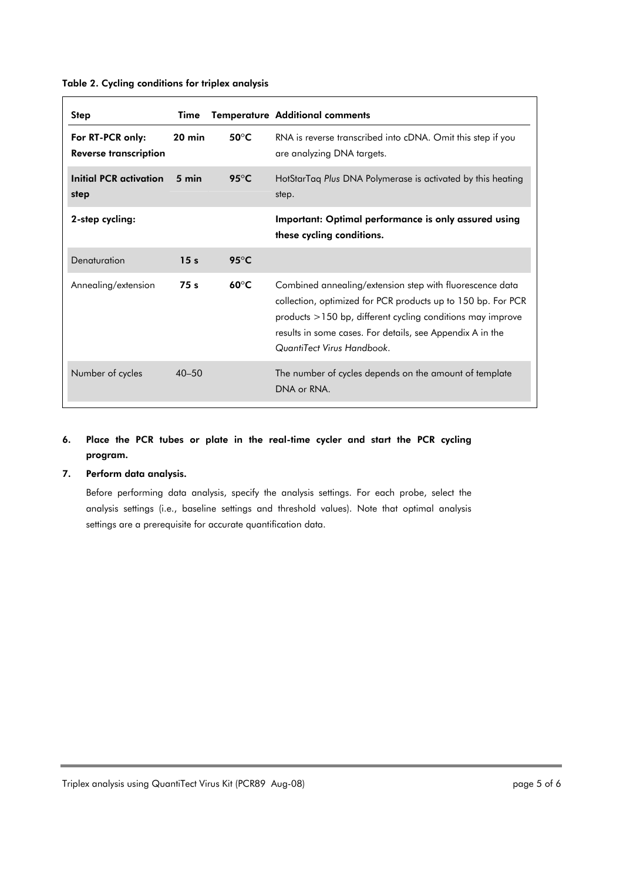**Table 2. Cycling conditions for triplex analysis**

| Step | Time | Temperature | Additional comments |
|---|---|---|---|
| **For RT-PCR only: Reverse transcription** | **20 min** | **50°C** | RNA is reverse transcribed into cDNA. Omit this step if you are analyzing DNA targets. |
| **Initial PCR activation step** | **5 min** | **95°C** | HotStarTaq *Plus* DNA Polymerase is activated by this heating step. |
| **2-step cycling:** | | | **Important: Optimal performance is only assured using these cycling conditions.** |
| Denaturation | **15 s** | **95°C** | |
| Annealing/extension | **75 s** | **60°C** | Combined annealing/extension step with fluorescence data collection, optimized for PCR products up to 150 bp. For PCR products >150 bp, different cycling conditions may improve results in some cases. For details, see Appendix A in the *QuantiTect Virus Handbook*. |
| Number of cycles | 40–50 | | The number of cycles depends on the amount of template DNA or RNA. |

6. **Place the PCR tubes or plate in the real-time cycler and start the PCR cycling program.**
7. **Perform data analysis.**

   Before performing data analysis, specify the analysis settings. For each probe, select the analysis settings (i.e., baseline settings and threshold values). Note that optimal analysis settings are a prerequisite for accurate quantification data.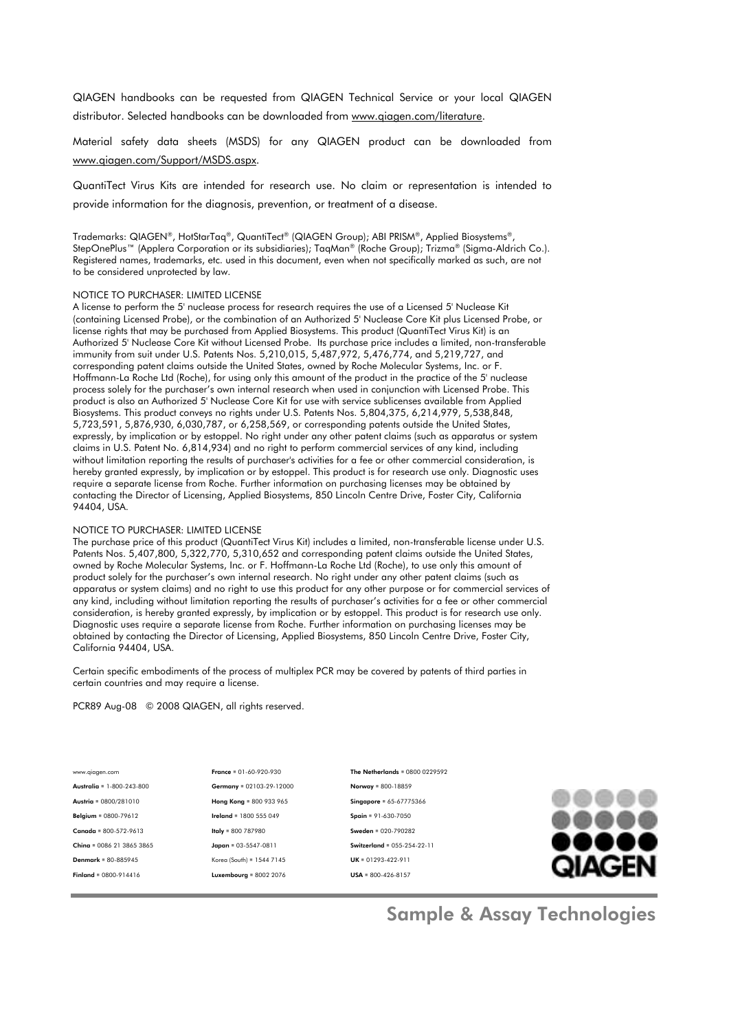QIAGEN handbooks can be requested from QIAGEN Technical Service or your local QIAGEN distributor. Selected handbooks can be downloaded from www.qiagen.com/literature.

Material safety data sheets (MSDS) for any QIAGEN product can be downloaded from www.qiagen.com/Support/MSDS.aspx.

QuantiTect Virus Kits are intended for research use. No claim or representation is intended to provide information for the diagnosis, prevention, or treatment of a disease.

Trademarks: QIAGEN®, HotStarTaq®, QuantiTect® (QIAGEN Group); ABI PRISM®, Applied Biosystems®, StepOnePlus™ (Applera Corporation or its subsidiaries); TaqMan® (Roche Group); Trizma® (Sigma-Aldrich Co.). Registered names, trademarks, etc. used in this document, even when not specifically marked as such, are not to be considered unprotected by law.

NOTICE TO PURCHASER: LIMITED LICENSE
A license to perform the 5' nuclease process for research requires the use of a Licensed 5' Nuclease Kit (containing Licensed Probe), or the combination of an Authorized 5' Nuclease Core Kit plus Licensed Probe, or license rights that may be purchased from Applied Biosystems. This product (QuantiTect Virus Kit) is an Authorized 5' Nuclease Core Kit without Licensed Probe. Its purchase price includes a limited, non-transferable immunity from suit under U.S. Patents Nos. 5,210,015, 5,487,972, 5,476,774, and 5,219,727, and corresponding patent claims outside the United States, owned by Roche Molecular Systems, Inc. or F. Hoffmann-La Roche Ltd (Roche), for using only this amount of the product in the practice of the 5' nuclease process solely for the purchaser's own internal research when used in conjunction with Licensed Probe. This product is also an Authorized 5' Nuclease Core Kit for use with service sublicenses available from Applied Biosystems. This product conveys no rights under U.S. Patents Nos. 5,804,375, 6,214,979, 5,538,848, 5,723,591, 5,876,930, 6,030,787, or 6,258,569, or corresponding patents outside the United States, expressly, by implication or by estoppel. No right under any other patent claims (such as apparatus or system claims in U.S. Patent No. 6,814,934) and no right to perform commercial services of any kind, including without limitation reporting the results of purchaser's activities for a fee or other commercial consideration, is hereby granted expressly, by implication or by estoppel. This product is for research use only. Diagnostic uses require a separate license from Roche. Further information on purchasing licenses may be obtained by contacting the Director of Licensing, Applied Biosystems, 850 Lincoln Centre Drive, Foster City, California 94404, USA.

NOTICE TO PURCHASER: LIMITED LICENSE
The purchase price of this product (QuantiTect Virus Kit) includes a limited, non-transferable license under U.S. Patents Nos. 5,407,800, 5,322,770, 5,310,652 and corresponding patent claims outside the United States, owned by Roche Molecular Systems, Inc. or F. Hoffmann-La Roche Ltd (Roche), to use only this amount of product solely for the purchaser's own internal research. No right under any other patent claims (such as apparatus or system claims) and no right to use this product for any other purpose or for commercial services of any kind, including without limitation reporting the results of purchaser's activities for a fee or other commercial consideration, is hereby granted expressly, by implication or by estoppel. This product is for research use only. Diagnostic uses require a separate license from Roche. Further information on purchasing licenses may be obtained by contacting the Director of Licensing, Applied Biosystems, 850 Lincoln Centre Drive, Foster City, California 94404, USA.

Certain specific embodiments of the process of multiplex PCR may be covered by patents of third parties in certain countries and may require a license.

PCR89 Aug-08 © 2008 QIAGEN, all rights reserved.

www.qiagen.com
**Australia** ▪ 1-800-243-800
**Austria** ▪ 0800/281010
**Belgium** ▪ 0800-79612
**Canada** ▪ 800-572-9613
**China** ▪ 0086 21 3865 3865
**Denmark** ▪ 80-885945
**Finland** ▪ 0800-914416
**France** ▪ 01-60-920-930
**Germany** ▪ 02103-29-12000
**Hong Kong** ▪ 800 933 965
**Ireland** ▪ 1800 555 049
**Italy** ▪ 800 787980
**Japan** ▪ 03-5547-0811
Korea (South) ▪ 1544 7145
**Luxembourg** ▪ 8002 2076
**The Netherlands** ▪ 0800 0229592
**Norway** ▪ 800-18859
**Singapore** ▪ 65-67775366
**Spain** ▪ 91-630-7050
**Sweden** ▪ 020-790282
**Switzerland** ▪ 055-254-22-11
**UK** ▪ 01293-422-911
**USA** ▪ 800-426-8157

QIAGEN

Sample & Assay Technologies